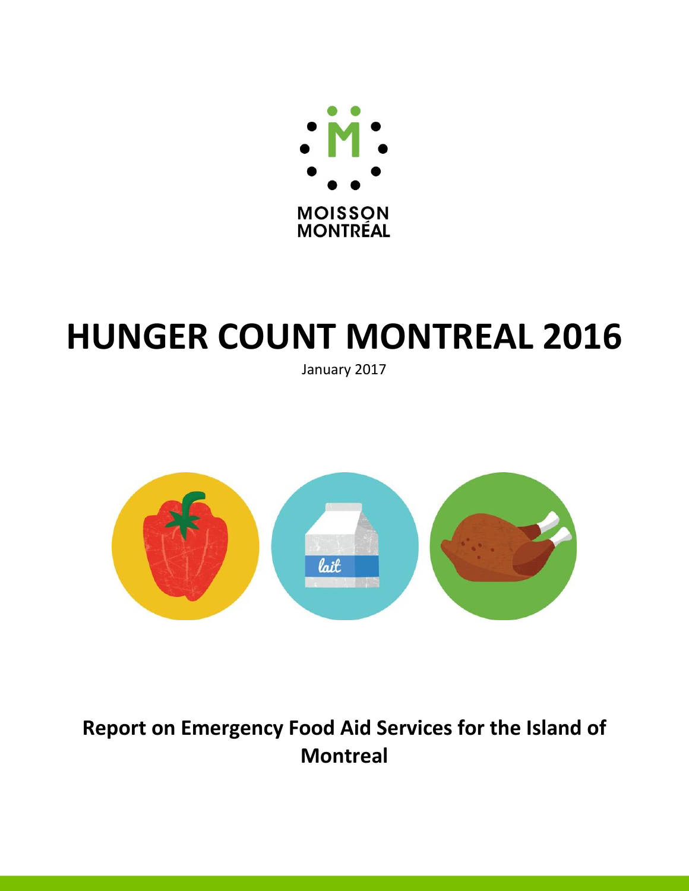MOISSON
MONTRÉAL

# HUNGER COUNT MONTREAL 2016

January 2017

## Report on Emergency Food Aid Services for the Island of Montreal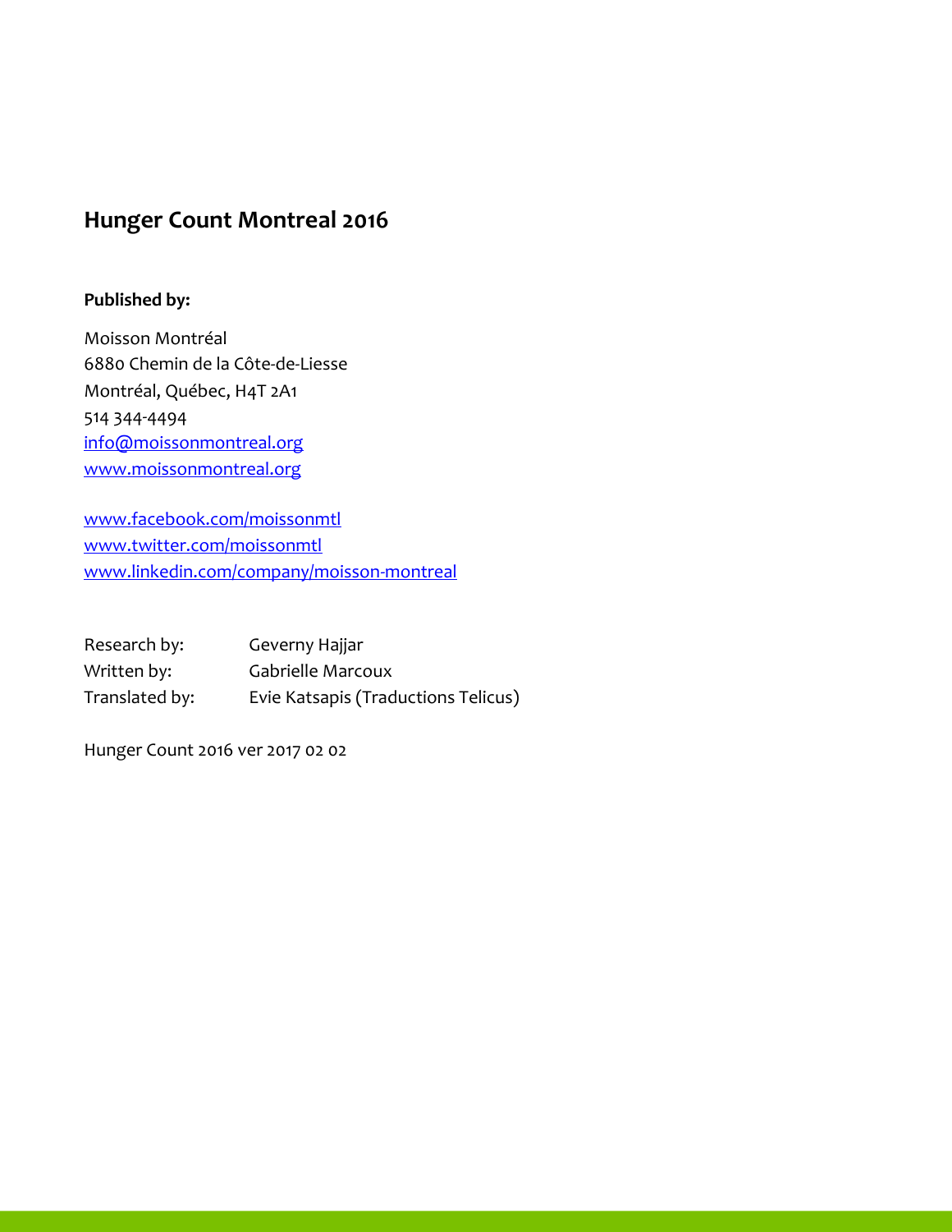## Hunger Count Montreal 2016

**Published by:**

Moisson Montréal
6880 Chemin de la Côte-de-Liesse
Montréal, Québec, H4T 2A1
514 344-4494
info@moissonmontreal.org
www.moissonmontreal.org

www.facebook.com/moissonmtl
www.twitter.com/moissonmtl
www.linkedin.com/company/moisson-montreal

Research by: Geverny Hajjar
Written by: Gabrielle Marcoux
Translated by: Evie Katsapis (Traductions Telicus)

Hunger Count 2016 ver 2017 02 02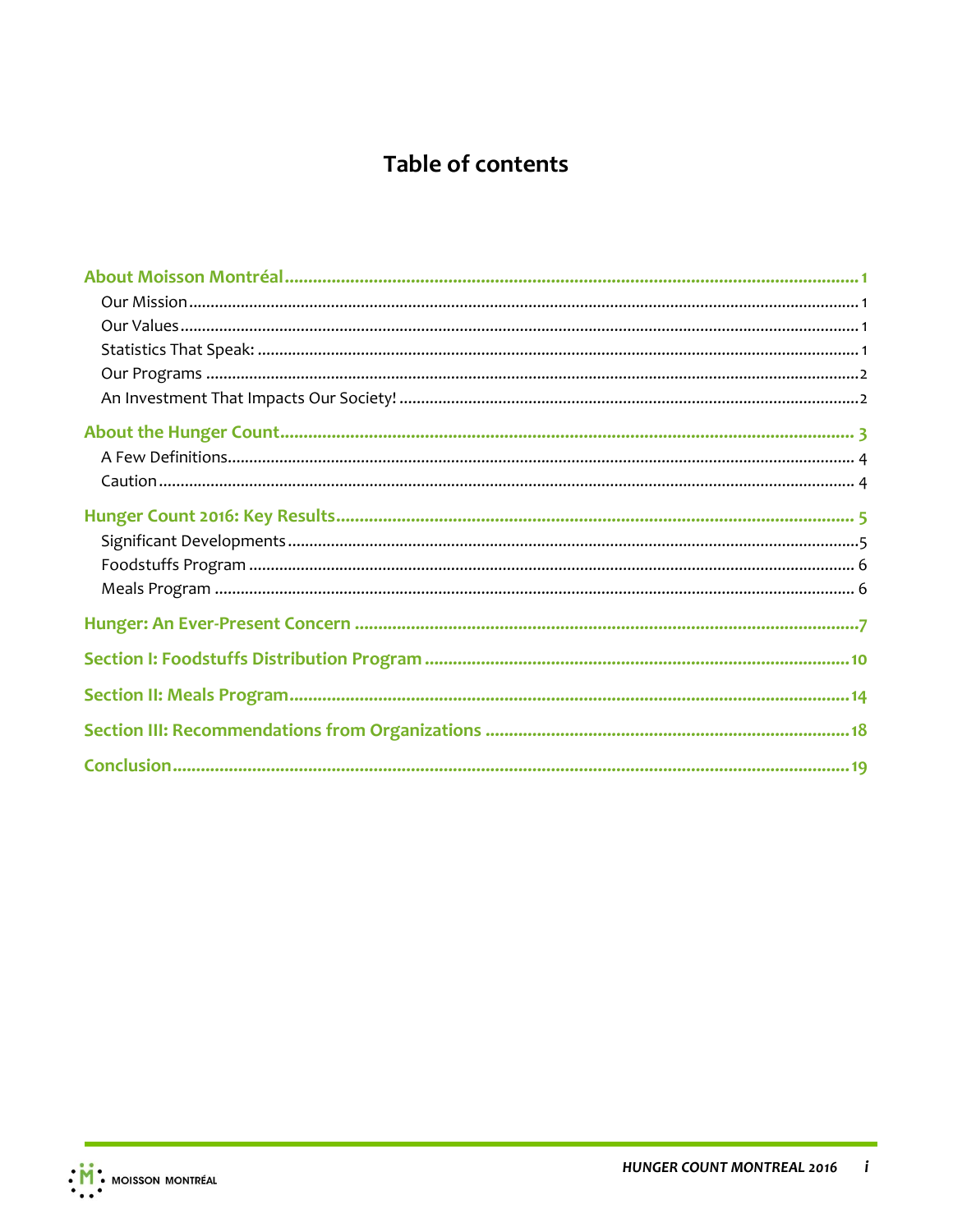# Table of contents

**About Moisson Montréal** .......... 1

- Our Mission .......... 1
- Our Values .......... 1
- Statistics That Speak: .......... 1
- Our Programs .......... 2
- An Investment That Impacts Our Society! .......... 2

**About the Hunger Count** .......... 3

- A Few Definitions .......... 4
- Caution .......... 4

**Hunger Count 2016: Key Results** .......... 5

- Significant Developments .......... 5
- Foodstuffs Program .......... 6
- Meals Program .......... 6

**Hunger: An Ever-Present Concern** .......... 7

**Section I: Foodstuffs Distribution Program** .......... 10

**Section II: Meals Program** .......... 14

**Section III: Recommendations from Organizations** .......... 18

**Conclusion** .......... 19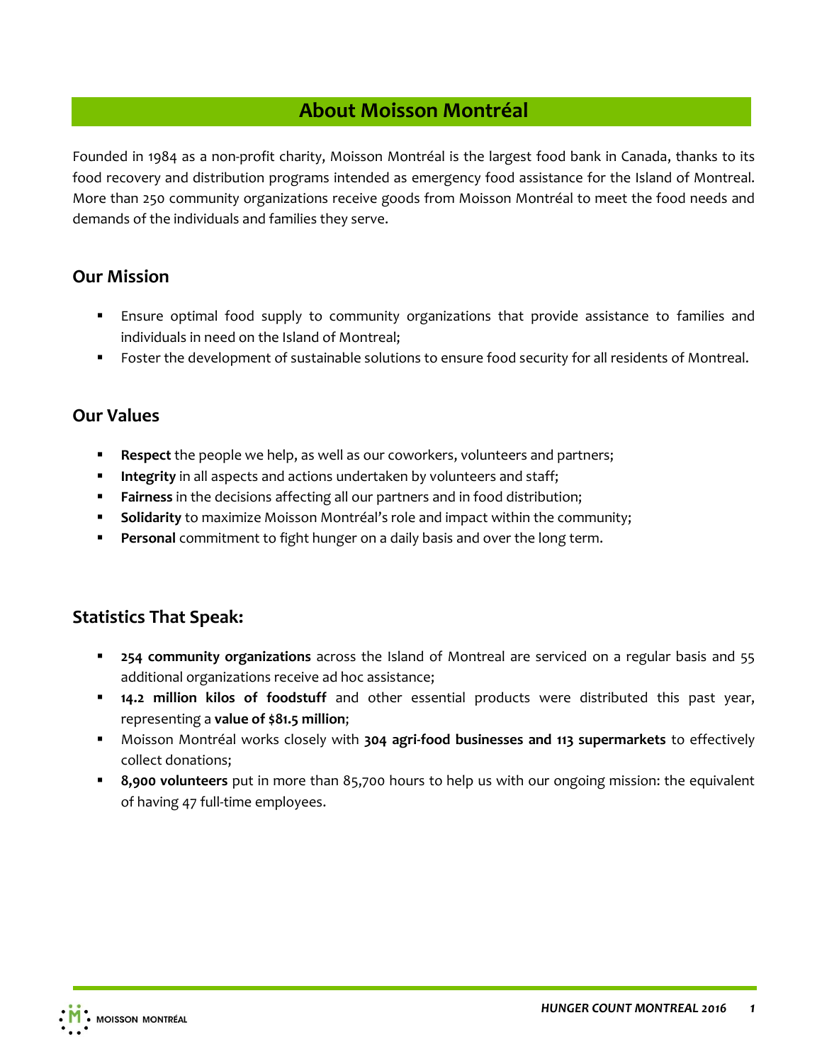# About Moisson Montréal

Founded in 1984 as a non-profit charity, Moisson Montréal is the largest food bank in Canada, thanks to its food recovery and distribution programs intended as emergency food assistance for the Island of Montreal. More than 250 community organizations receive goods from Moisson Montréal to meet the food needs and demands of the individuals and families they serve.

## Our Mission

- Ensure optimal food supply to community organizations that provide assistance to families and individuals in need on the Island of Montreal;
- Foster the development of sustainable solutions to ensure food security for all residents of Montreal.

## Our Values

- **Respect** the people we help, as well as our coworkers, volunteers and partners;
- **Integrity** in all aspects and actions undertaken by volunteers and staff;
- **Fairness** in the decisions affecting all our partners and in food distribution;
- **Solidarity** to maximize Moisson Montréal's role and impact within the community;
- **Personal** commitment to fight hunger on a daily basis and over the long term.

## Statistics That Speak:

- **254 community organizations** across the Island of Montreal are serviced on a regular basis and 55 additional organizations receive ad hoc assistance;
- **14.2 million kilos of foodstuff** and other essential products were distributed this past year, representing a **value of $81.5 million**;
- Moisson Montréal works closely with **304 agri-food businesses and 113 supermarkets** to effectively collect donations;
- **8,900 volunteers** put in more than 85,700 hours to help us with our ongoing mission: the equivalent of having 47 full-time employees.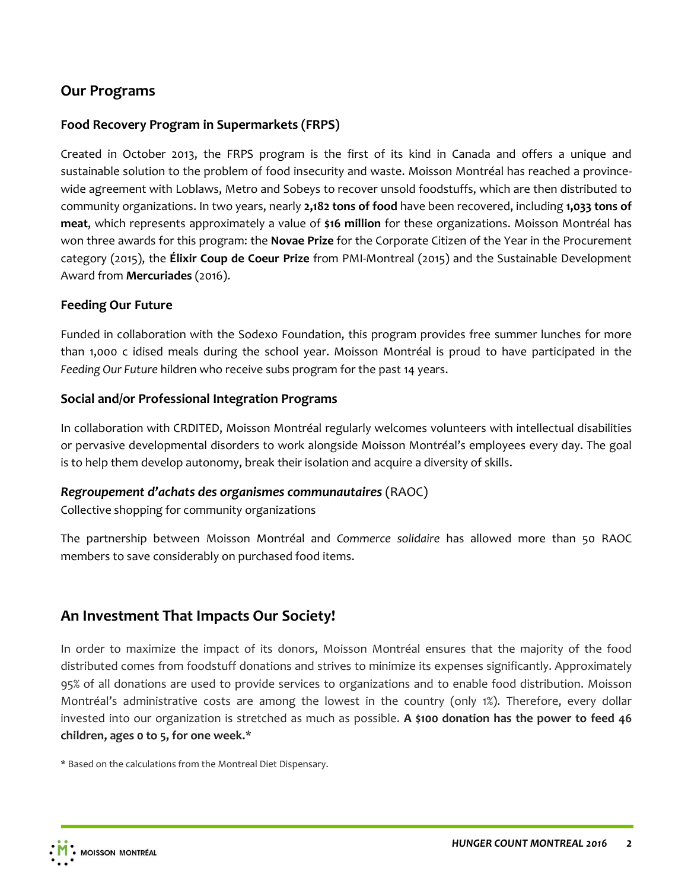## Our Programs

### Food Recovery Program in Supermarkets (FRPS)

Created in October 2013, the FRPS program is the first of its kind in Canada and offers a unique and sustainable solution to the problem of food insecurity and waste. Moisson Montréal has reached a province-wide agreement with Loblaws, Metro and Sobeys to recover unsold foodstuffs, which are then distributed to community organizations. In two years, nearly **2,182 tons of food** have been recovered, including **1,033 tons of meat**, which represents approximately a value of **$16 million** for these organizations. Moisson Montréal has won three awards for this program: the **Novae Prize** for the Corporate Citizen of the Year in the Procurement category (2015), the **Élixir Coup de Coeur Prize** from PMI-Montreal (2015) and the Sustainable Development Award from **Mercuriades** (2016).

### Feeding Our Future

Funded in collaboration with the Sodexo Foundation, this program provides free summer lunches for more than 1,000 c idised meals during the school year. Moisson Montréal is proud to have participated in the *Feeding Our Future* hildren who receive subs program for the past 14 years.

### Social and/or Professional Integration Programs

In collaboration with CRDITED, Moisson Montréal regularly welcomes volunteers with intellectual disabilities or pervasive developmental disorders to work alongside Moisson Montréal's employees every day. The goal is to help them develop autonomy, break their isolation and acquire a diversity of skills.

### *Regroupement d'achats des organismes communautaires* (RAOC)

Collective shopping for community organizations

The partnership between Moisson Montréal and *Commerce solidaire* has allowed more than 50 RAOC members to save considerably on purchased food items.

## An Investment That Impacts Our Society!

In order to maximize the impact of its donors, Moisson Montréal ensures that the majority of the food distributed comes from foodstuff donations and strives to minimize its expenses significantly. Approximately 95% of all donations are used to provide services to organizations and to enable food distribution. Moisson Montréal's administrative costs are among the lowest in the country (only 1%). Therefore, every dollar invested into our organization is stretched as much as possible. **A $100 donation has the power to feed 46 children, ages 0 to 5, for one week.***

* Based on the calculations from the Montreal Diet Dispensary.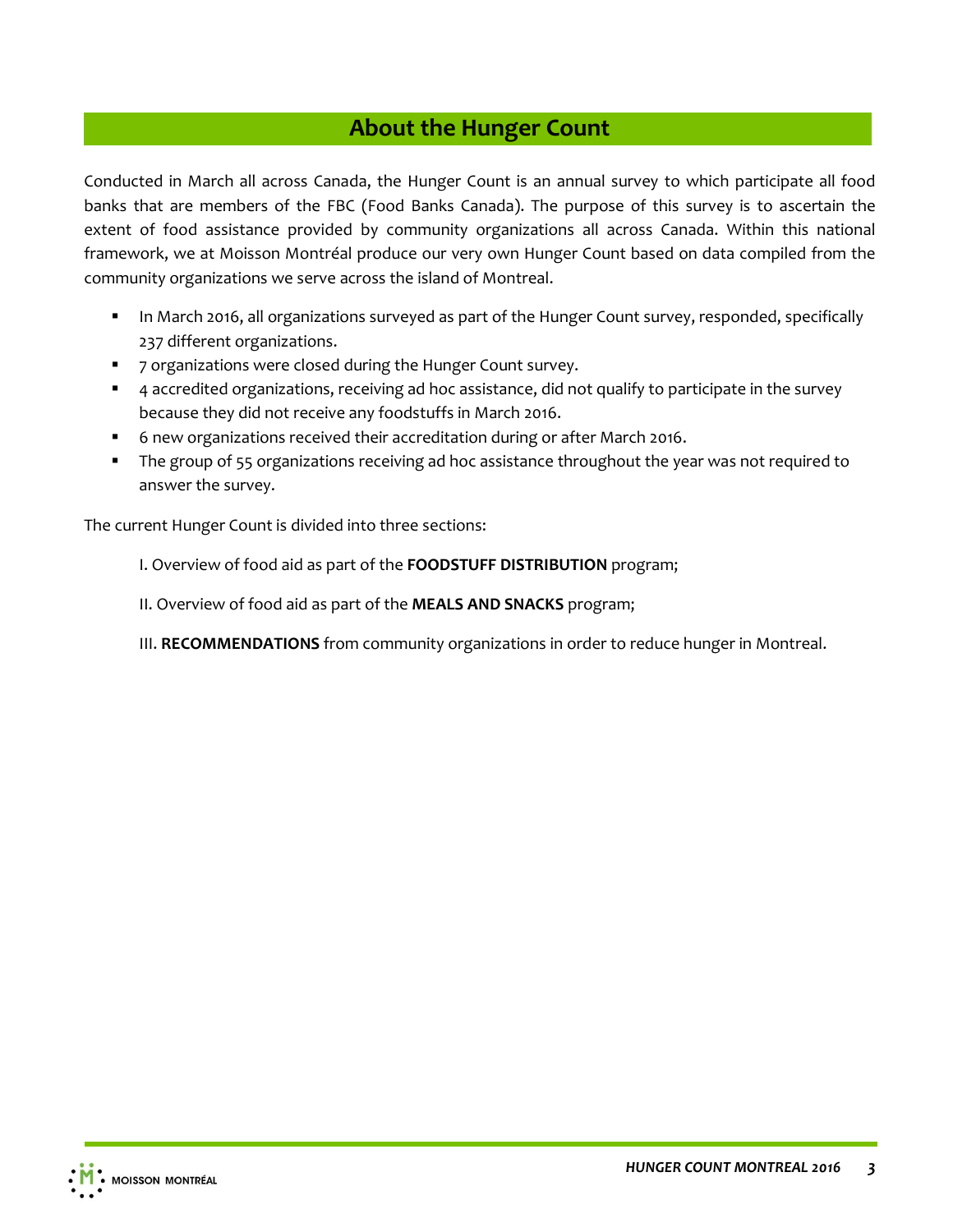## About the Hunger Count

Conducted in March all across Canada, the Hunger Count is an annual survey to which participate all food banks that are members of the FBC (Food Banks Canada). The purpose of this survey is to ascertain the extent of food assistance provided by community organizations all across Canada. Within this national framework, we at Moisson Montréal produce our very own Hunger Count based on data compiled from the community organizations we serve across the island of Montreal.

- In March 2016, all organizations surveyed as part of the Hunger Count survey, responded, specifically 237 different organizations.
- 7 organizations were closed during the Hunger Count survey.
- 4 accredited organizations, receiving ad hoc assistance, did not qualify to participate in the survey because they did not receive any foodstuffs in March 2016.
- 6 new organizations received their accreditation during or after March 2016.
- The group of 55 organizations receiving ad hoc assistance throughout the year was not required to answer the survey.

The current Hunger Count is divided into three sections:

I. Overview of food aid as part of the **FOODSTUFF DISTRIBUTION** program;

II. Overview of food aid as part of the **MEALS AND SNACKS** program;

III. **RECOMMENDATIONS** from community organizations in order to reduce hunger in Montreal.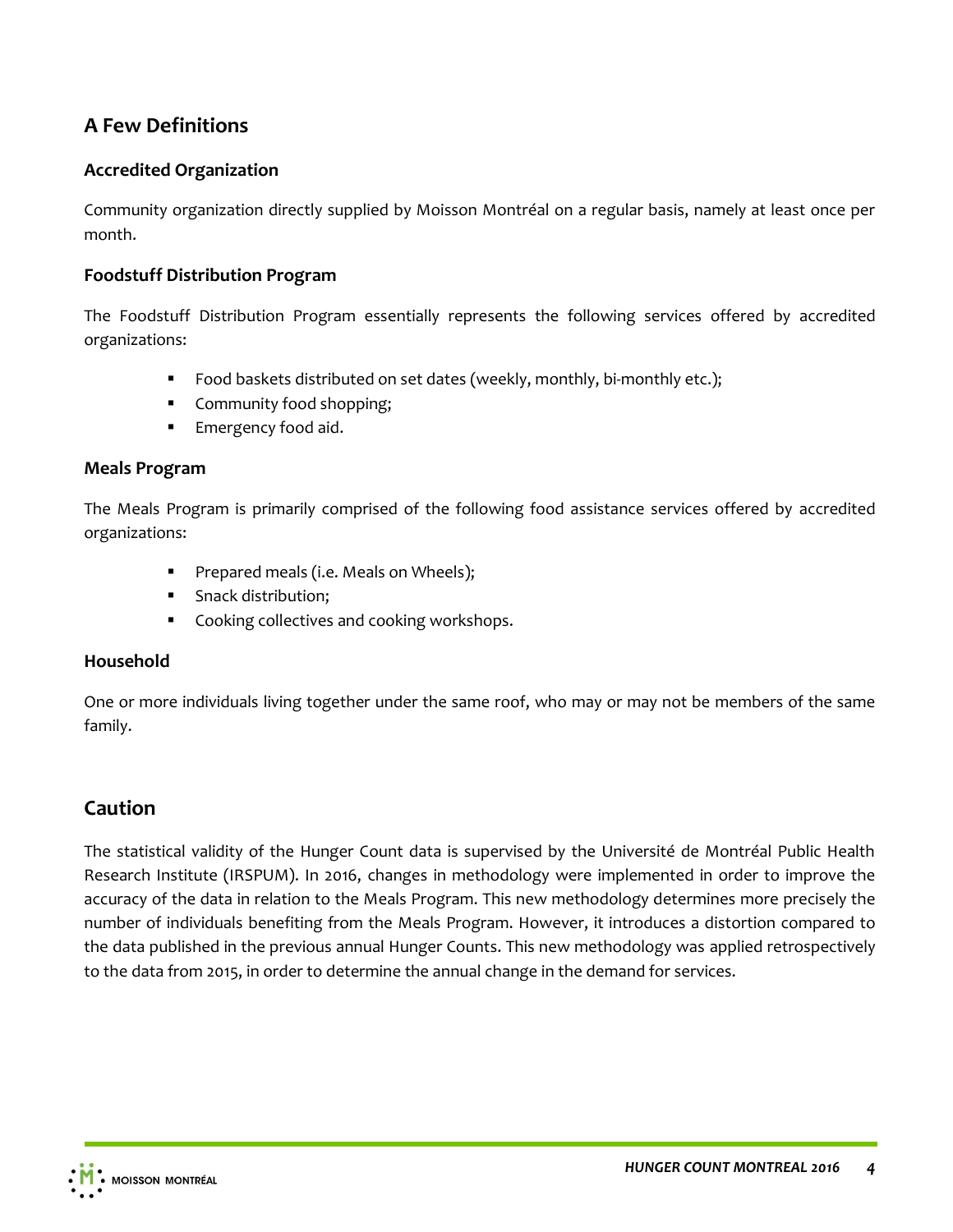## A Few Definitions

### Accredited Organization

Community organization directly supplied by Moisson Montréal on a regular basis, namely at least once per month.

### Foodstuff Distribution Program

The Foodstuff Distribution Program essentially represents the following services offered by accredited organizations:

- Food baskets distributed on set dates (weekly, monthly, bi-monthly etc.);
- Community food shopping;
- Emergency food aid.

### Meals Program

The Meals Program is primarily comprised of the following food assistance services offered by accredited organizations:

- Prepared meals (i.e. Meals on Wheels);
- Snack distribution;
- Cooking collectives and cooking workshops.

### Household

One or more individuals living together under the same roof, who may or may not be members of the same family.

## Caution

The statistical validity of the Hunger Count data is supervised by the Université de Montréal Public Health Research Institute (IRSPUM). In 2016, changes in methodology were implemented in order to improve the accuracy of the data in relation to the Meals Program. This new methodology determines more precisely the number of individuals benefiting from the Meals Program. However, it introduces a distortion compared to the data published in the previous annual Hunger Counts. This new methodology was applied retrospectively to the data from 2015, in order to determine the annual change in the demand for services.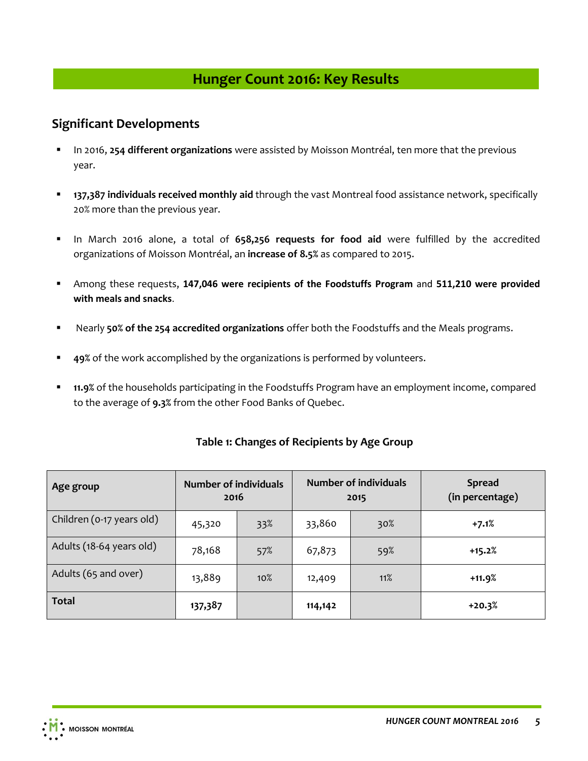# Hunger Count 2016: Key Results

## Significant Developments

- In 2016, **254 different organizations** were assisted by Moisson Montréal, ten more that the previous year.
- **137,387 individuals received monthly aid** through the vast Montreal food assistance network, specifically 20% more than the previous year.
- In March 2016 alone, a total of **658,256 requests for food aid** were fulfilled by the accredited organizations of Moisson Montréal, an **increase of 8.5%** as compared to 2015.
- Among these requests, **147,046 were recipients of the Foodstuffs Program** and **511,210 were provided with meals and snacks**.
- Nearly **50% of the 254 accredited organizations** offer both the Foodstuffs and the Meals programs.
- **49%** of the work accomplished by the organizations is performed by volunteers.
- **11.9%** of the households participating in the Foodstuffs Program have an employment income, compared to the average of **9.3%** from the other Food Banks of Quebec.

**Table 1: Changes of Recipients by Age Group**

| Age group | Number of individuals 2016 | | Number of individuals 2015 | | Spread (in percentage) |
|---|---|---|---|---|---|
| Children (0-17 years old) | 45,320 | 33% | 33,860 | 30% | **+7.1%** |
| Adults (18-64 years old) | 78,168 | 57% | 67,873 | 59% | **+15.2%** |
| Adults (65 and over) | 13,889 | 10% | 12,409 | 11% | **+11.9%** |
| **Total** | **137,387** | | **114,142** | | **+20.3%** |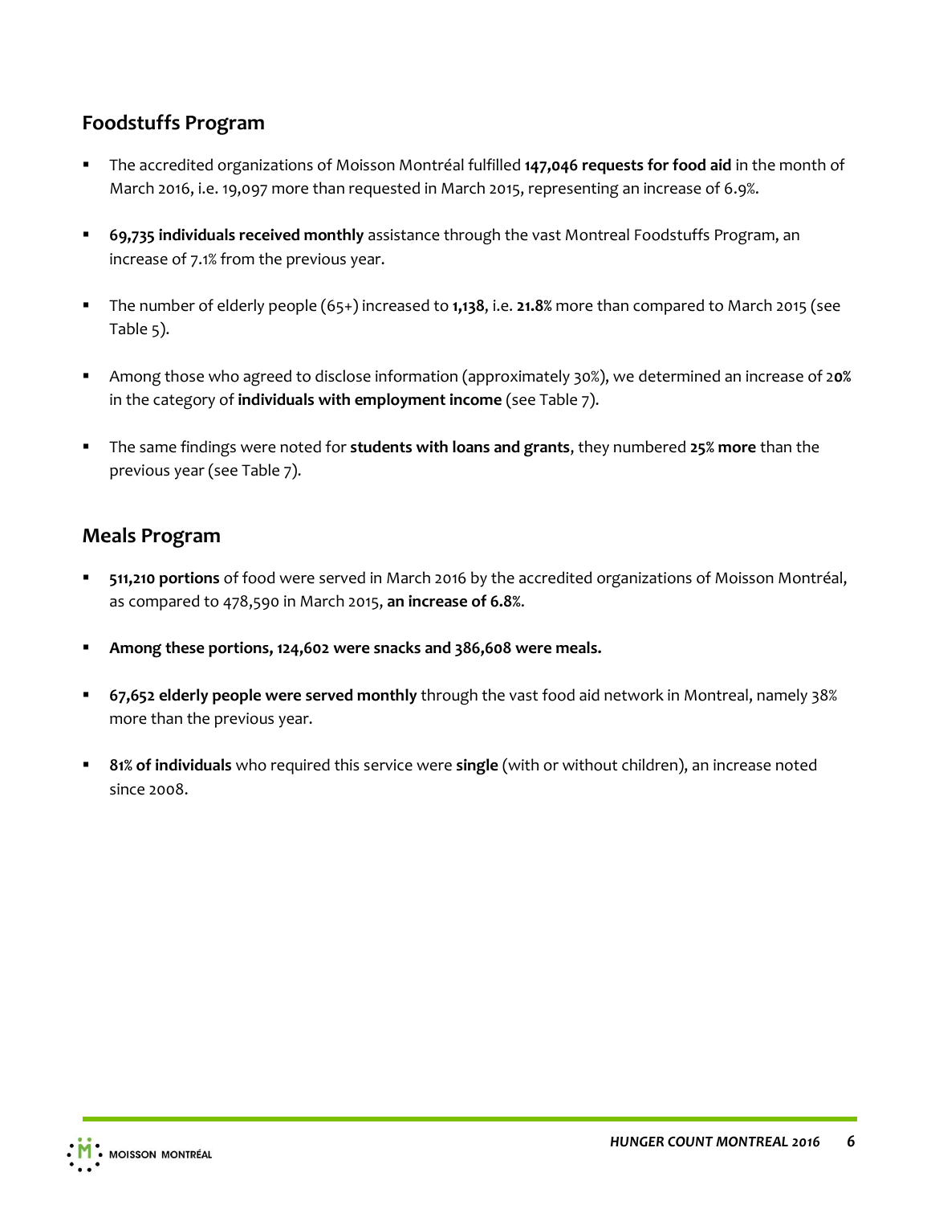## Foodstuffs Program

- The accredited organizations of Moisson Montréal fulfilled **147,046 requests for food aid** in the month of March 2016, i.e. 19,097 more than requested in March 2015, representing an increase of 6.9%.
- **69,735 individuals received monthly** assistance through the vast Montreal Foodstuffs Program, an increase of 7.1% from the previous year.
- The number of elderly people (65+) increased to **1,138**, i.e. **21.8%** more than compared to March 2015 (see Table 5).
- Among those who agreed to disclose information (approximately 30%), we determined an increase of 2**0%** in the category of **individuals with employment income** (see Table 7).
- The same findings were noted for **students with loans and grants**, they numbered **25% more** than the previous year (see Table 7).

## Meals Program

- **511,210 portions** of food were served in March 2016 by the accredited organizations of Moisson Montréal, as compared to 478,590 in March 2015, **an increase of 6.8%**.
- **Among these portions, 124,602 were snacks and 386,608 were meals.**
- **67,652 elderly people were served monthly** through the vast food aid network in Montreal, namely 38% more than the previous year.
- **81% of individuals** who required this service were **single** (with or without children), an increase noted since 2008.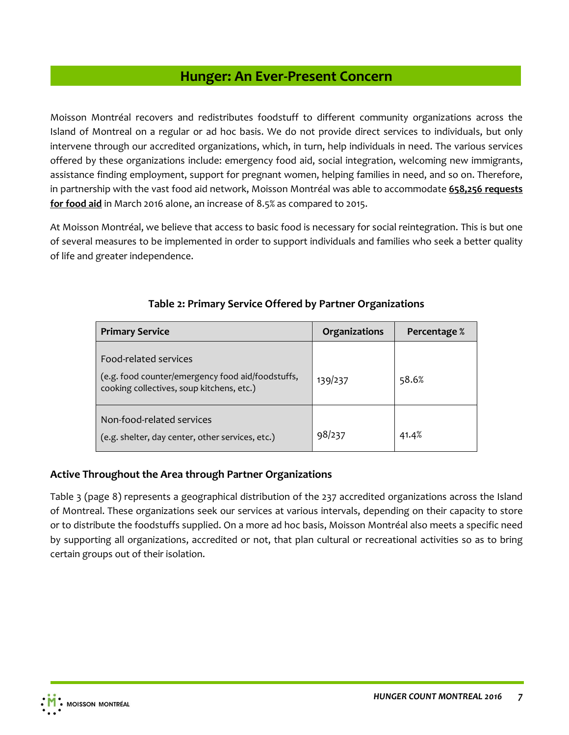## Hunger: An Ever-Present Concern

Moisson Montréal recovers and redistributes foodstuff to different community organizations across the Island of Montreal on a regular or ad hoc basis. We do not provide direct services to individuals, but only intervene through our accredited organizations, which, in turn, help individuals in need. The various services offered by these organizations include: emergency food aid, social integration, welcoming new immigrants, assistance finding employment, support for pregnant women, helping families in need, and so on. Therefore, in partnership with the vast food aid network, Moisson Montréal was able to accommodate **658,256 requests for food aid** in March 2016 alone, an increase of 8.5% as compared to 2015.

At Moisson Montréal, we believe that access to basic food is necessary for social reintegration. This is but one of several measures to be implemented in order to support individuals and families who seek a better quality of life and greater independence.

**Table 2: Primary Service Offered by Partner Organizations**

| Primary Service | Organizations | Percentage % |
|---|---|---|
| Food-related services (e.g. food counter/emergency food aid/foodstuffs, cooking collectives, soup kitchens, etc.) | 139/237 | 58.6% |
| Non-food-related services (e.g. shelter, day center, other services, etc.) | 98/237 | 41.4% |

### Active Throughout the Area through Partner Organizations

Table 3 (page 8) represents a geographical distribution of the 237 accredited organizations across the Island of Montreal. These organizations seek our services at various intervals, depending on their capacity to store or to distribute the foodstuffs supplied. On a more ad hoc basis, Moisson Montréal also meets a specific need by supporting all organizations, accredited or not, that plan cultural or recreational activities so as to bring certain groups out of their isolation.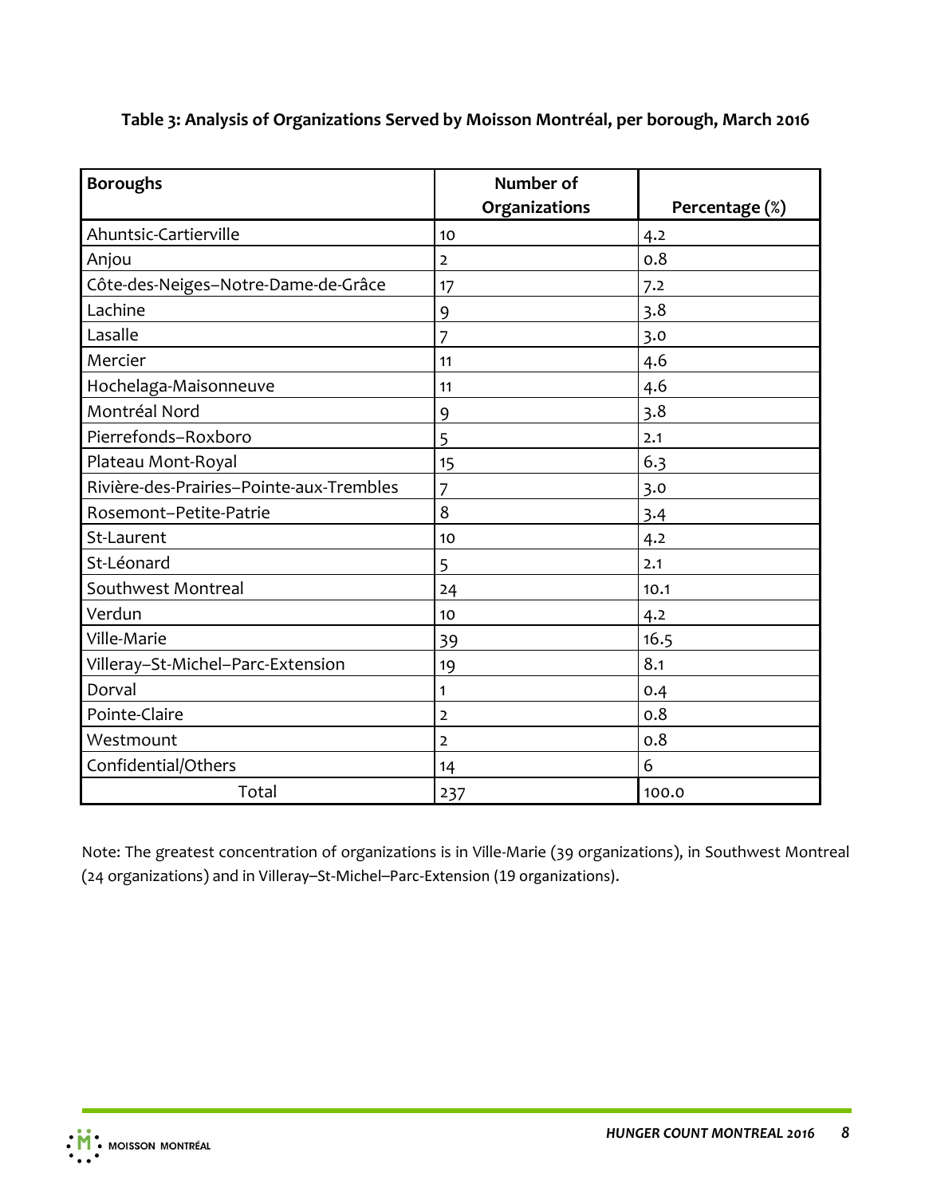**Table 3: Analysis of Organizations Served by Moisson Montréal, per borough, March 2016**

| Boroughs | Number of Organizations | Percentage (%) |
|---|---|---|
| Ahuntsic-Cartierville | 10 | 4.2 |
| Anjou | 2 | 0.8 |
| Côte-des-Neiges–Notre-Dame-de-Grâce | 17 | 7.2 |
| Lachine | 9 | 3.8 |
| Lasalle | 7 | 3.0 |
| Mercier | 11 | 4.6 |
| Hochelaga-Maisonneuve | 11 | 4.6 |
| Montréal Nord | 9 | 3.8 |
| Pierrefonds–Roxboro | 5 | 2.1 |
| Plateau Mont-Royal | 15 | 6.3 |
| Rivière-des-Prairies–Pointe-aux-Trembles | 7 | 3.0 |
| Rosemont–Petite-Patrie | 8 | 3.4 |
| St-Laurent | 10 | 4.2 |
| St-Léonard | 5 | 2.1 |
| Southwest Montreal | 24 | 10.1 |
| Verdun | 10 | 4.2 |
| Ville-Marie | 39 | 16.5 |
| Villeray–St-Michel–Parc-Extension | 19 | 8.1 |
| Dorval | 1 | 0.4 |
| Pointe-Claire | 2 | 0.8 |
| Westmount | 2 | 0.8 |
| Confidential/Others | 14 | 6 |
| Total | 237 | 100.0 |

Note: The greatest concentration of organizations is in Ville-Marie (39 organizations), in Southwest Montreal (24 organizations) and in Villeray–St-Michel–Parc-Extension (19 organizations).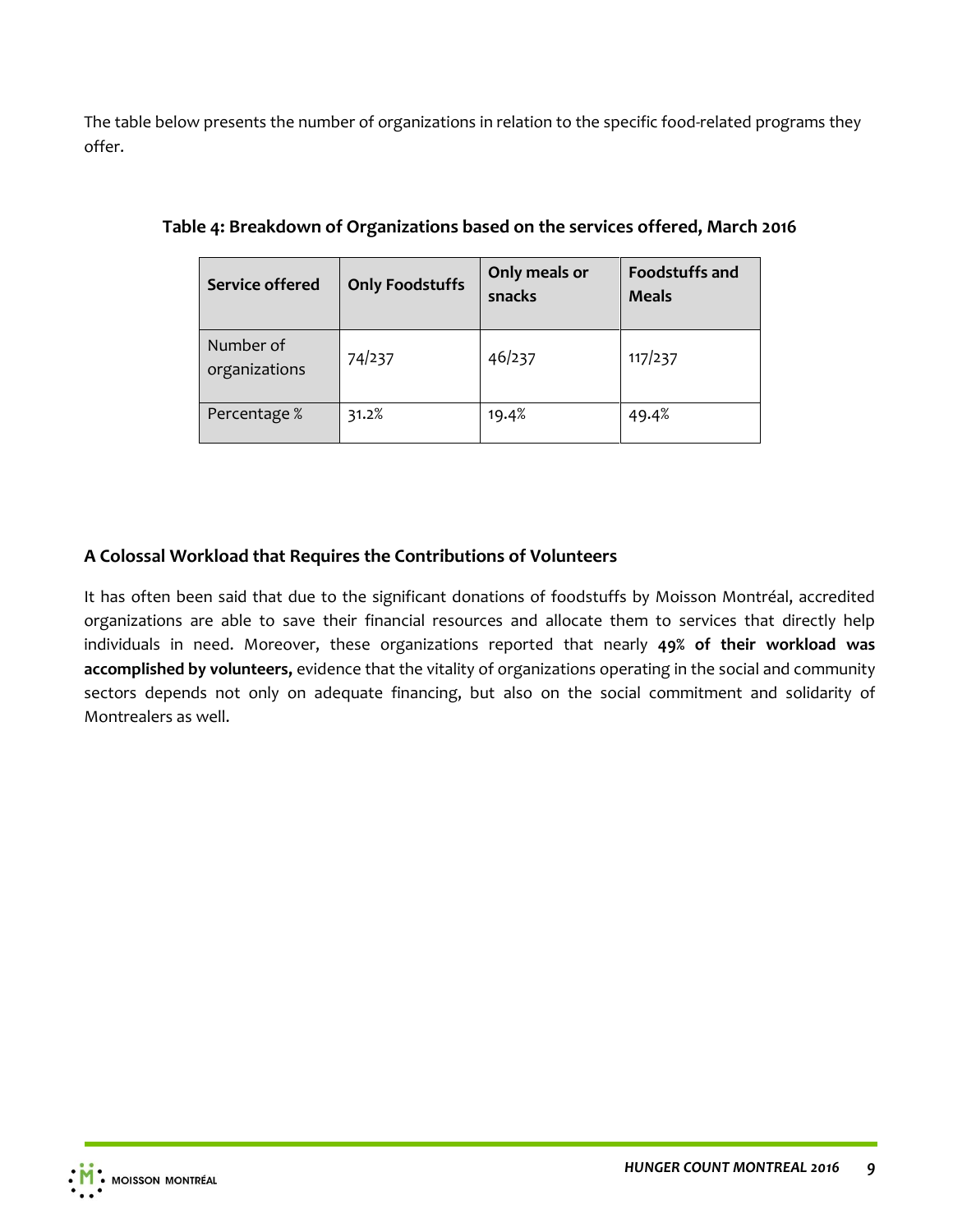The table below presents the number of organizations in relation to the specific food-related programs they offer.

**Table 4: Breakdown of Organizations based on the services offered, March 2016**

| Service offered | Only Foodstuffs | Only meals or snacks | Foodstuffs and Meals |
|---|---|---|---|
| Number of organizations | 74/237 | 46/237 | 117/237 |
| Percentage % | 31.2% | 19.4% | 49.4% |

## A Colossal Workload that Requires the Contributions of Volunteers

It has often been said that due to the significant donations of foodstuffs by Moisson Montréal, accredited organizations are able to save their financial resources and allocate them to services that directly help individuals in need. Moreover, these organizations reported that nearly **49% of their workload was accomplished by volunteers,** evidence that the vitality of organizations operating in the social and community sectors depends not only on adequate financing, but also on the social commitment and solidarity of Montrealers as well.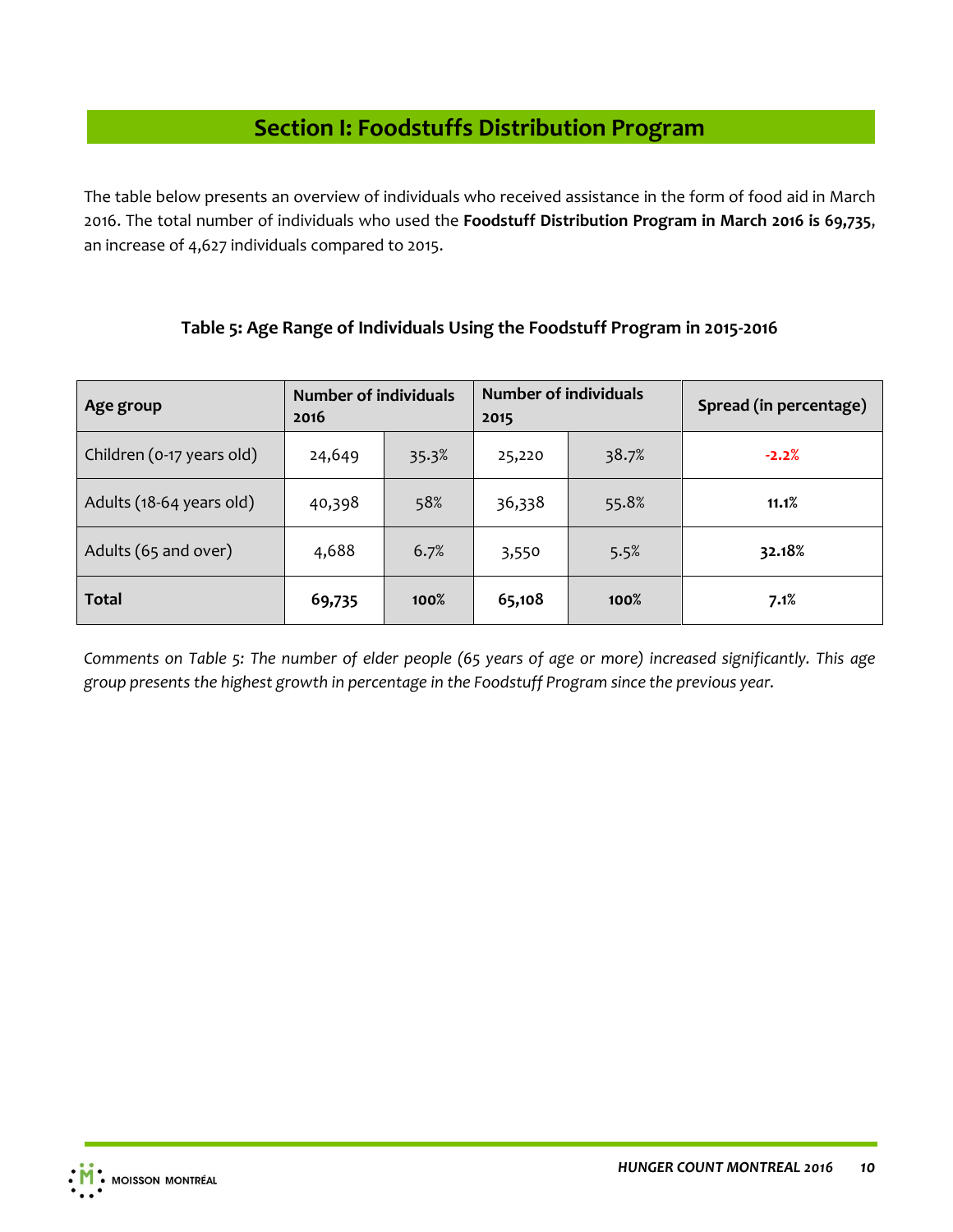## Section I: Foodstuffs Distribution Program

The table below presents an overview of individuals who received assistance in the form of food aid in March 2016. The total number of individuals who used the **Foodstuff Distribution Program in March 2016 is 69,735**, an increase of 4,627 individuals compared to 2015.

**Table 5: Age Range of Individuals Using the Foodstuff Program in 2015-2016**

| Age group | Number of individuals 2016 | | Number of individuals 2015 | | Spread (in percentage) |
|---|---|---|---|---|---|
| Children (0-17 years old) | 24,649 | 35.3% | 25,220 | 38.7% | -2.2% |
| Adults (18-64 years old) | 40,398 | 58% | 36,338 | 55.8% | **11.1%** |
| Adults (65 and over) | 4,688 | 6.7% | 3,550 | 5.5% | **32.18%** |
| **Total** | **69,735** | **100%** | **65,108** | **100%** | **7.1%** |

*Comments on Table 5: The number of elder people (65 years of age or more) increased significantly. This age group presents the highest growth in percentage in the Foodstuff Program since the previous year.*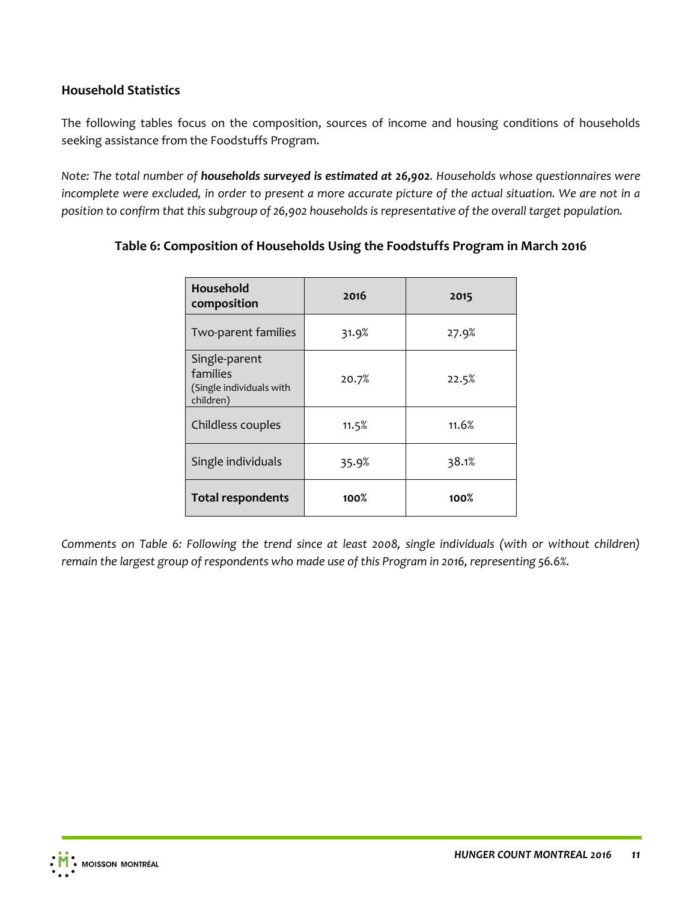### Household Statistics

The following tables focus on the composition, sources of income and housing conditions of households seeking assistance from the Foodstuffs Program.

*Note: The total number of **households surveyed is estimated at 26,902**. Households whose questionnaires were incomplete were excluded, in order to present a more accurate picture of the actual situation. We are not in a position to confirm that this subgroup of 26,902 households is representative of the overall target population.*

**Table 6: Composition of Households Using the Foodstuffs Program in March 2016**

| Household composition | 2016 | 2015 |
|---|---|---|
| Two-parent families | 31.9% | 27.9% |
| Single-parent families (Single individuals with children) | 20.7% | 22.5% |
| Childless couples | 11.5% | 11.6% |
| Single individuals | 35.9% | 38.1% |
| **Total respondents** | **100%** | **100%** |

*Comments on Table 6: Following the trend since at least 2008, single individuals (with or without children) remain the largest group of respondents who made use of this Program in 2016, representing 56.6%.*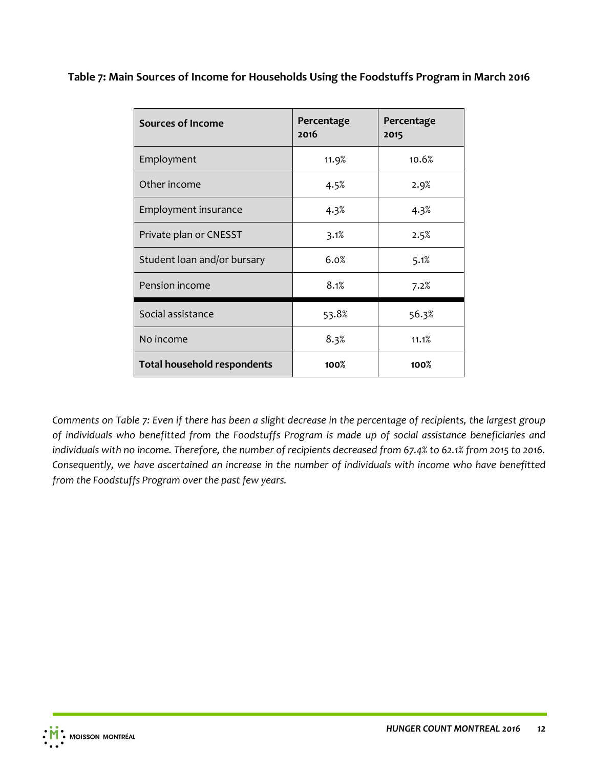**Table 7: Main Sources of Income for Households Using the Foodstuffs Program in March 2016**

| Sources of Income | Percentage 2016 | Percentage 2015 |
|---|---|---|
| Employment | 11.9% | 10.6% |
| Other income | 4.5% | 2.9% |
| Employment insurance | 4.3% | 4.3% |
| Private plan or CNESST | 3.1% | 2.5% |
| Student loan and/or bursary | 6.0% | 5.1% |
| Pension income | 8.1% | 7.2% |
| Social assistance | 53.8% | 56.3% |
| No income | 8.3% | 11.1% |
| **Total household respondents** | **100%** | **100%** |

*Comments on Table 7: Even if there has been a slight decrease in the percentage of recipients, the largest group of individuals who benefitted from the Foodstuffs Program is made up of social assistance beneficiaries and individuals with no income. Therefore, the number of recipients decreased from 67.4% to 62.1% from 2015 to 2016. Consequently, we have ascertained an increase in the number of individuals with income who have benefitted from the Foodstuffs Program over the past few years.*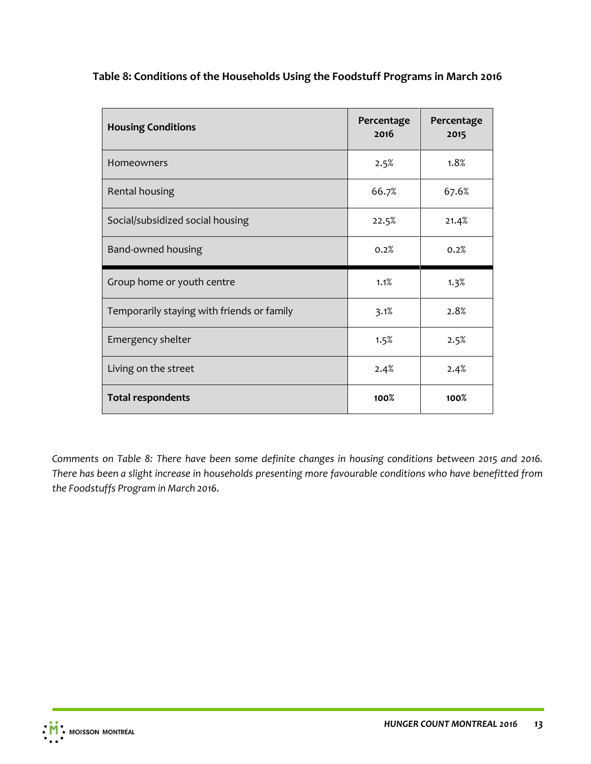**Table 8: Conditions of the Households Using the Foodstuff Programs in March 2016**

| Housing Conditions | Percentage 2016 | Percentage 2015 |
|---|---|---|
| Homeowners | 2.5% | 1.8% |
| Rental housing | 66.7% | 67.6% |
| Social/subsidized social housing | 22.5% | 21.4% |
| Band-owned housing | 0.2% | 0.2% |
| Group home or youth centre | 1.1% | 1.3% |
| Temporarily staying with friends or family | 3.1% | 2.8% |
| Emergency shelter | 1.5% | 2.5% |
| Living on the street | 2.4% | 2.4% |
| **Total respondents** | **100%** | **100%** |

*Comments on Table 8: There have been some definite changes in housing conditions between 2015 and 2016. There has been a slight increase in households presenting more favourable conditions who have benefitted from the Foodstuffs Program in March 2016.*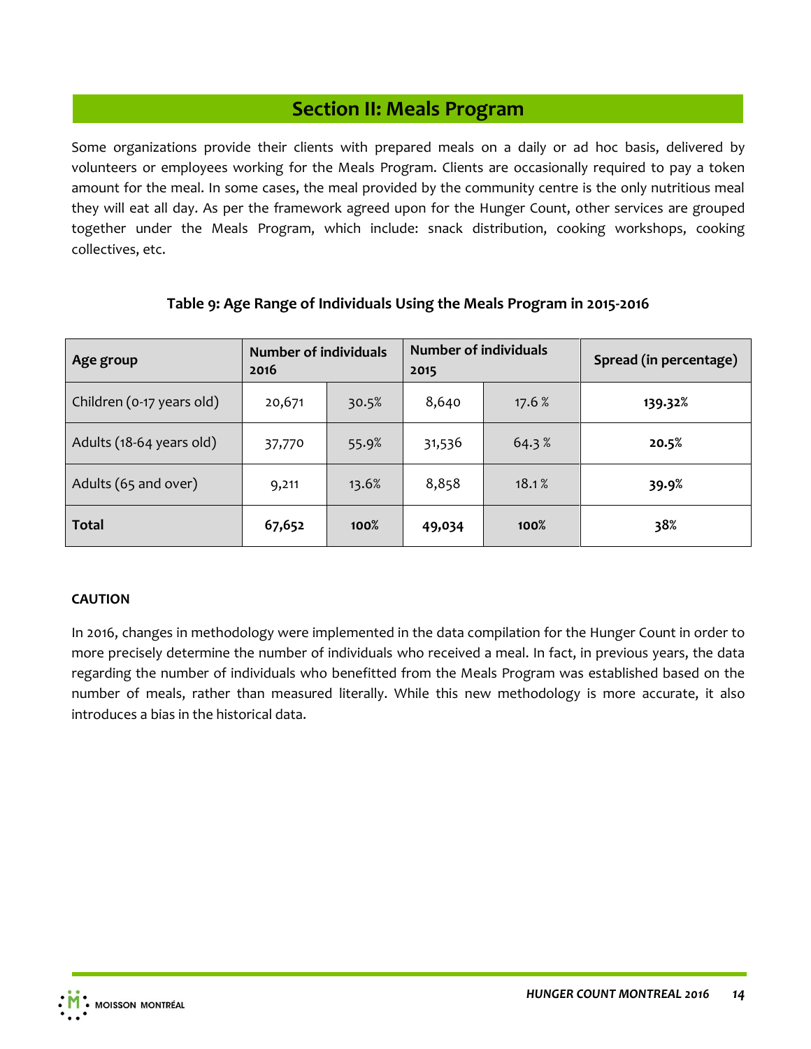## Section II: Meals Program

Some organizations provide their clients with prepared meals on a daily or ad hoc basis, delivered by volunteers or employees working for the Meals Program. Clients are occasionally required to pay a token amount for the meal. In some cases, the meal provided by the community centre is the only nutritious meal they will eat all day. As per the framework agreed upon for the Hunger Count, other services are grouped together under the Meals Program, which include: snack distribution, cooking workshops, cooking collectives, etc.

**Table 9: Age Range of Individuals Using the Meals Program in 2015-2016**

| Age group | Number of individuals 2016 | | Number of individuals 2015 | | Spread (in percentage) |
|---|---|---|---|---|---|
| Children (0-17 years old) | 20,671 | 30.5% | 8,640 | 17.6 % | **139.32%** |
| Adults (18-64 years old) | 37,770 | 55.9% | 31,536 | 64.3 % | **20.5%** |
| Adults (65 and over) | 9,211 | 13.6% | 8,858 | 18.1 % | **39.9%** |
| **Total** | **67,652** | **100%** | **49,034** | **100%** | **38%** |

**CAUTION**

In 2016, changes in methodology were implemented in the data compilation for the Hunger Count in order to more precisely determine the number of individuals who received a meal. In fact, in previous years, the data regarding the number of individuals who benefitted from the Meals Program was established based on the number of meals, rather than measured literally. While this new methodology is more accurate, it also introduces a bias in the historical data.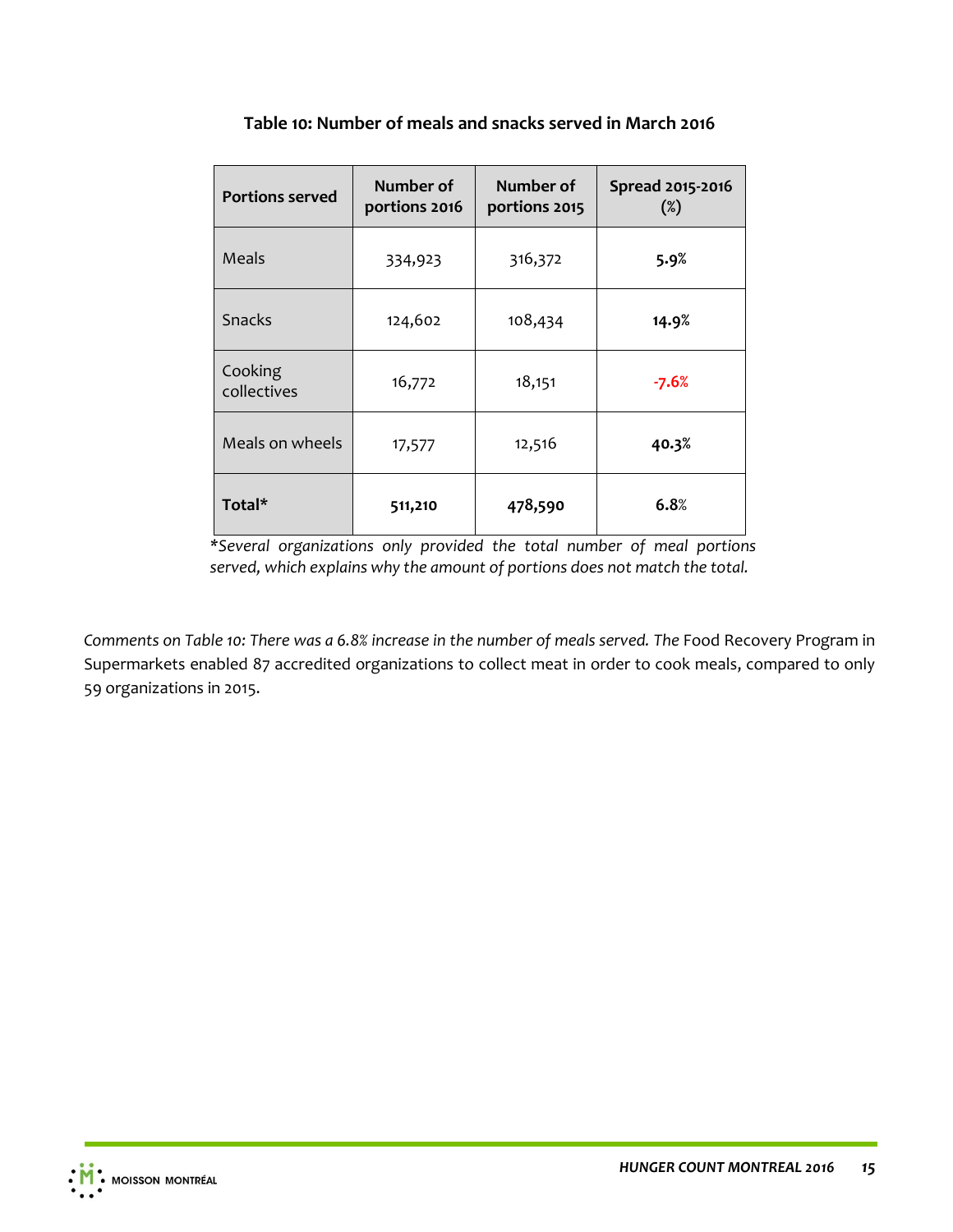**Table 10: Number of meals and snacks served in March 2016**

| Portions served | Number of portions 2016 | Number of portions 2015 | Spread 2015-2016 (%) |
|---|---|---|---|
| Meals | 334,923 | 316,372 | **5.9%** |
| Snacks | 124,602 | 108,434 | **14.9%** |
| Cooking collectives | 16,772 | 18,151 | **-7.6%** |
| Meals on wheels | 17,577 | 12,516 | **40.3%** |
| **Total*** | **511,210** | **478,590** | **6.8%** |

**Several organizations only provided the total number of meal portions served, which explains why the amount of portions does not match the total.*

*Comments on Table 10: There was a 6.8% increase in the number of meals served. The* Food Recovery Program in Supermarkets enabled 87 accredited organizations to collect meat in order to cook meals, compared to only 59 organizations in 2015.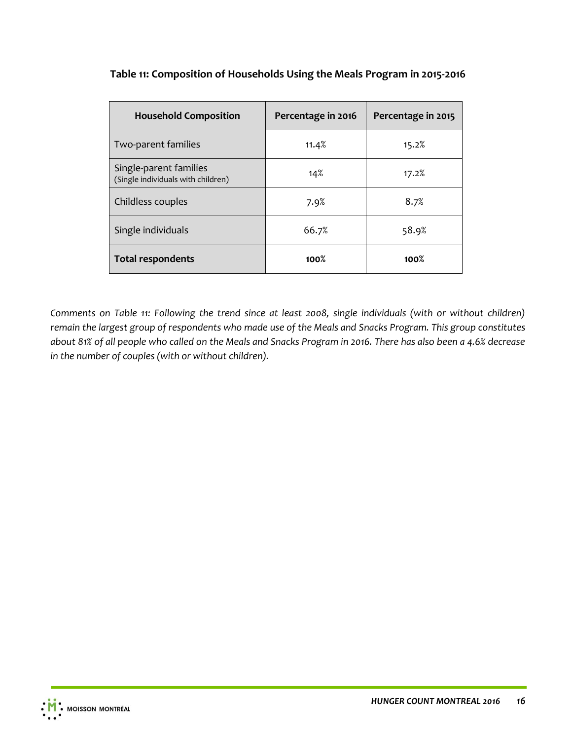**Table 11: Composition of Households Using the Meals Program in 2015-2016**

| Household Composition | Percentage in 2016 | Percentage in 2015 |
|---|---|---|
| Two-parent families | 11.4% | 15.2% |
| Single-parent families (Single individuals with children) | 14% | 17.2% |
| Childless couples | 7.9% | 8.7% |
| Single individuals | 66.7% | 58.9% |
| **Total respondents** | **100%** | **100%** |

*Comments on Table 11: Following the trend since at least 2008, single individuals (with or without children) remain the largest group of respondents who made use of the Meals and Snacks Program. This group constitutes about 81% of all people who called on the Meals and Snacks Program in 2016. There has also been a 4.6% decrease in the number of couples (with or without children).*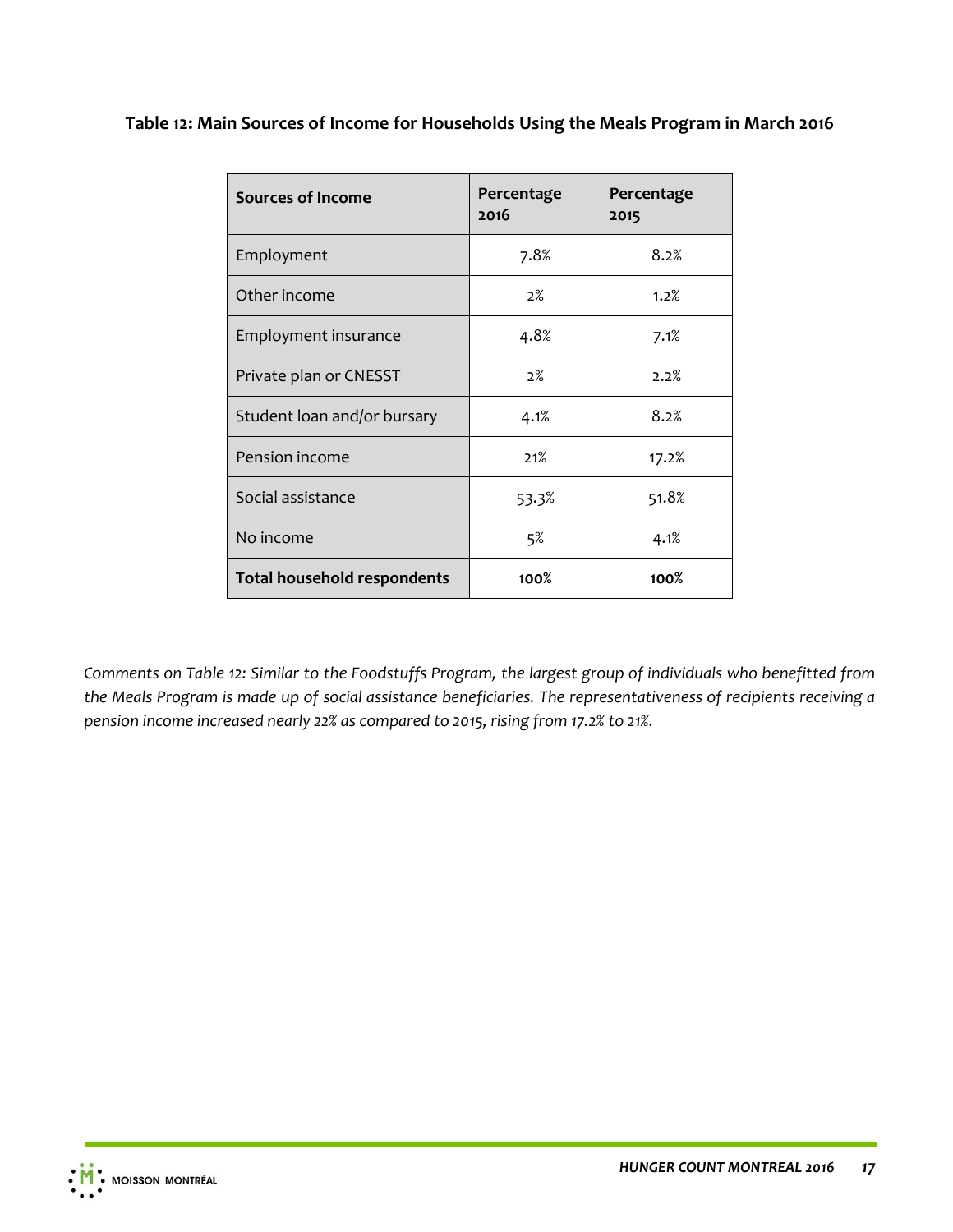**Table 12: Main Sources of Income for Households Using the Meals Program in March 2016**

| Sources of Income | Percentage 2016 | Percentage 2015 |
|---|---|---|
| Employment | 7.8% | 8.2% |
| Other income | 2% | 1.2% |
| Employment insurance | 4.8% | 7.1% |
| Private plan or CNESST | 2% | 2.2% |
| Student loan and/or bursary | 4.1% | 8.2% |
| Pension income | 21% | 17.2% |
| Social assistance | 53.3% | 51.8% |
| No income | 5% | 4.1% |
| **Total household respondents** | **100%** | **100%** |

*Comments on Table 12: Similar to the Foodstuffs Program, the largest group of individuals who benefitted from the Meals Program is made up of social assistance beneficiaries. The representativeness of recipients receiving a pension income increased nearly 22% as compared to 2015, rising from 17.2% to 21%.*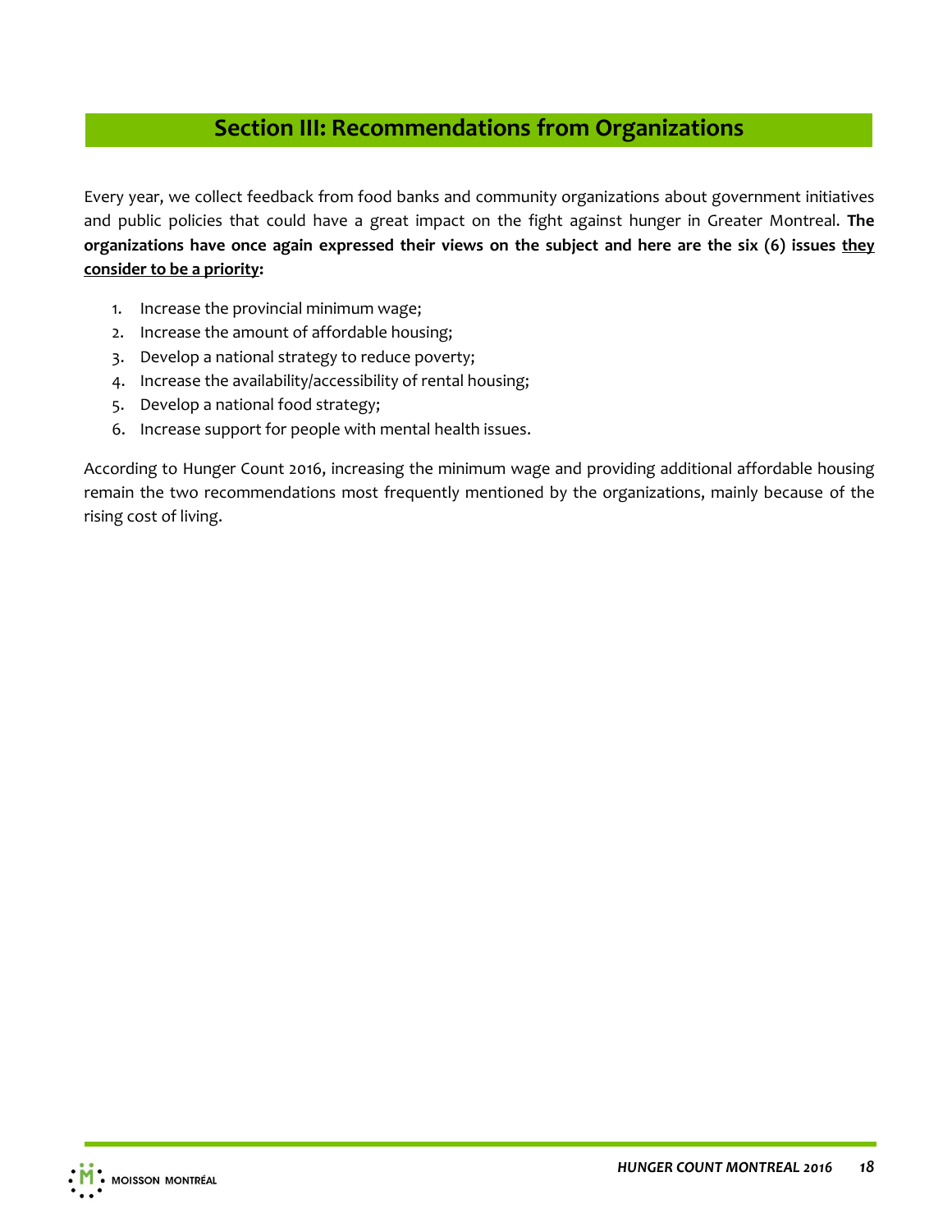## Section III: Recommendations from Organizations

Every year, we collect feedback from food banks and community organizations about government initiatives and public policies that could have a great impact on the fight against hunger in Greater Montreal. **The organizations have once again expressed their views on the subject and here are the six (6) issues <u>they consider to be a priority</u>:**

1. Increase the provincial minimum wage;
2. Increase the amount of affordable housing;
3. Develop a national strategy to reduce poverty;
4. Increase the availability/accessibility of rental housing;
5. Develop a national food strategy;
6. Increase support for people with mental health issues.

According to Hunger Count 2016, increasing the minimum wage and providing additional affordable housing remain the two recommendations most frequently mentioned by the organizations, mainly because of the rising cost of living.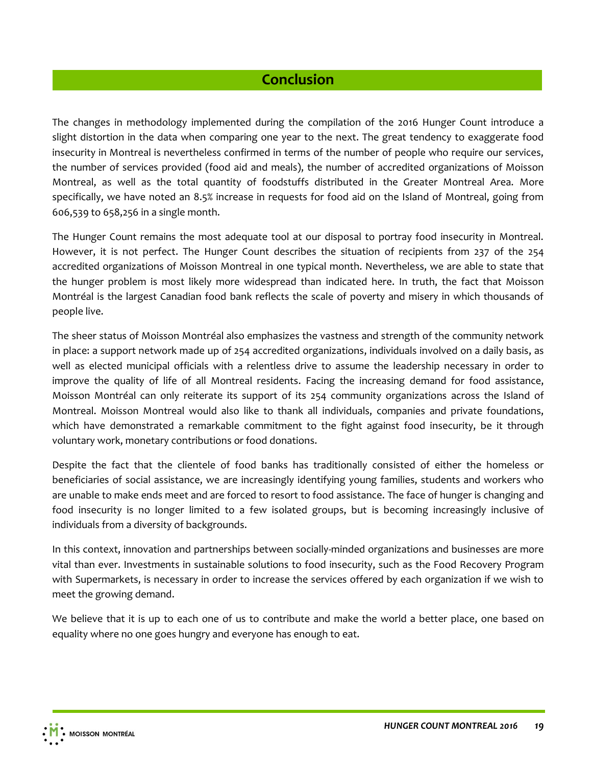# Conclusion

The changes in methodology implemented during the compilation of the 2016 Hunger Count introduce a slight distortion in the data when comparing one year to the next. The great tendency to exaggerate food insecurity in Montreal is nevertheless confirmed in terms of the number of people who require our services, the number of services provided (food aid and meals), the number of accredited organizations of Moisson Montreal, as well as the total quantity of foodstuffs distributed in the Greater Montreal Area. More specifically, we have noted an 8.5% increase in requests for food aid on the Island of Montreal, going from 606,539 to 658,256 in a single month.

The Hunger Count remains the most adequate tool at our disposal to portray food insecurity in Montreal. However, it is not perfect. The Hunger Count describes the situation of recipients from 237 of the 254 accredited organizations of Moisson Montreal in one typical month. Nevertheless, we are able to state that the hunger problem is most likely more widespread than indicated here. In truth, the fact that Moisson Montréal is the largest Canadian food bank reflects the scale of poverty and misery in which thousands of people live.

The sheer status of Moisson Montréal also emphasizes the vastness and strength of the community network in place: a support network made up of 254 accredited organizations, individuals involved on a daily basis, as well as elected municipal officials with a relentless drive to assume the leadership necessary in order to improve the quality of life of all Montreal residents. Facing the increasing demand for food assistance, Moisson Montréal can only reiterate its support of its 254 community organizations across the Island of Montreal. Moisson Montreal would also like to thank all individuals, companies and private foundations, which have demonstrated a remarkable commitment to the fight against food insecurity, be it through voluntary work, monetary contributions or food donations.

Despite the fact that the clientele of food banks has traditionally consisted of either the homeless or beneficiaries of social assistance, we are increasingly identifying young families, students and workers who are unable to make ends meet and are forced to resort to food assistance. The face of hunger is changing and food insecurity is no longer limited to a few isolated groups, but is becoming increasingly inclusive of individuals from a diversity of backgrounds.

In this context, innovation and partnerships between socially-minded organizations and businesses are more vital than ever. Investments in sustainable solutions to food insecurity, such as the Food Recovery Program with Supermarkets, is necessary in order to increase the services offered by each organization if we wish to meet the growing demand.

We believe that it is up to each one of us to contribute and make the world a better place, one based on equality where no one goes hungry and everyone has enough to eat.